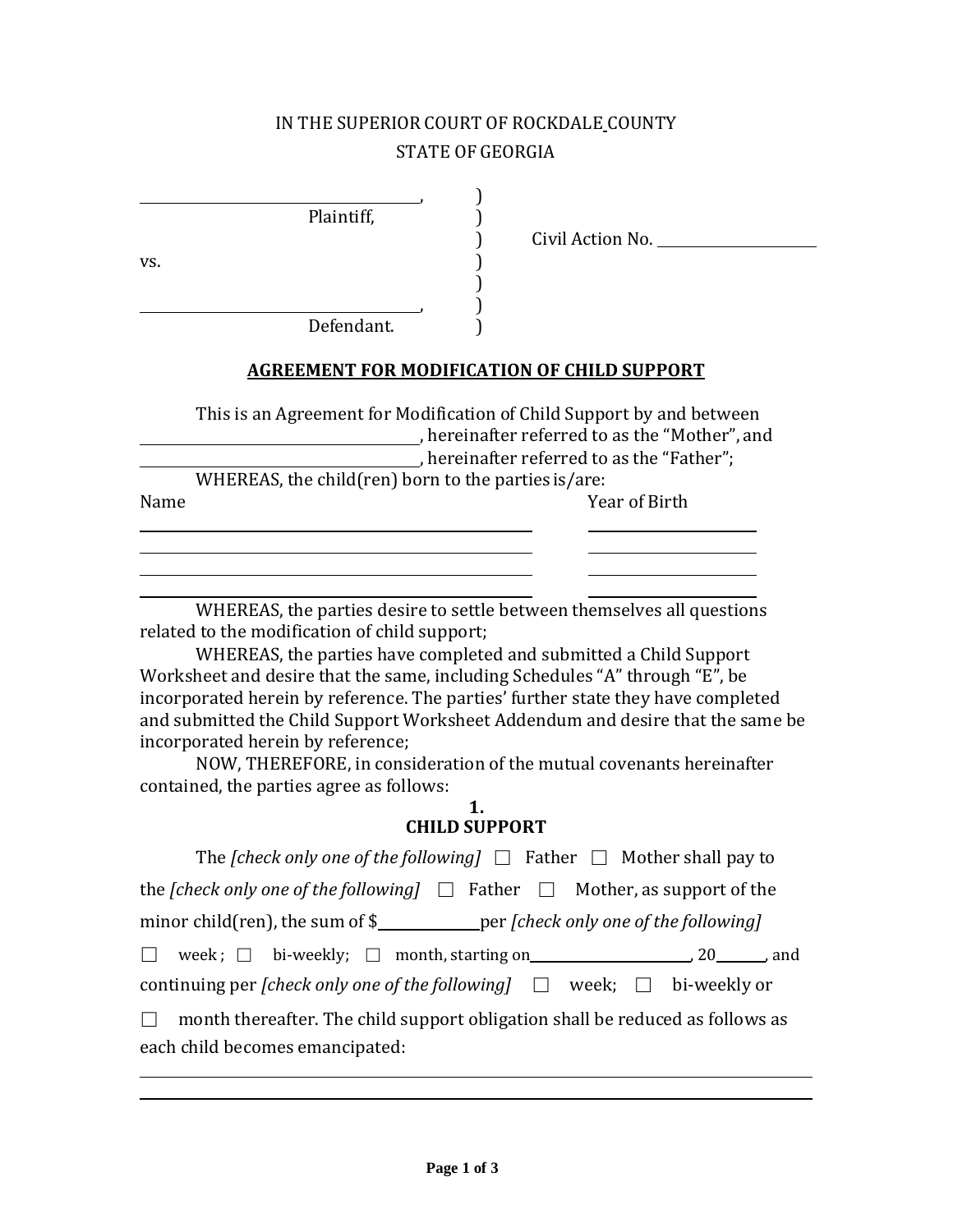IN THE SUPERIOR COURT OF ROCKDALE COUNTY

STATE OF GEORGIA

_______________________________, )
Plaintiff, )
) Civil Action No. ________________
vs. )
)
_______________________________, )
Defendant. )

## AGREEMENT FOR MODIFICATION OF CHILD SUPPORT

This is an Agreement for Modification of Child Support by and between _______________________________, hereinafter referred to as the "Mother", and _______________________________, hereinafter referred to as the "Father";

WHEREAS, the child(ren) born to the parties is/are:

| Name | Year of Birth |
|---|---|
| _______________________________ | ______________ |
| _______________________________ | ______________ |
| _______________________________ | ______________ |
| _______________________________ | ______________ |

WHEREAS, the parties desire to settle between themselves all questions related to the modification of child support;

WHEREAS, the parties have completed and submitted a Child Support Worksheet and desire that the same, including Schedules "A" through "E", be incorporated herein by reference. The parties' further state they have completed and submitted the Child Support Worksheet Addendum and desire that the same be incorporated herein by reference;

NOW, THEREFORE, in consideration of the mutual covenants hereinafter contained, the parties agree as follows:

### 1. CHILD SUPPORT

The *[check only one of the following]* ☐ Father ☐ Mother shall pay to the *[check only one of the following]* ☐ Father ☐ Mother, as support of the minor child(ren), the sum of $__________ per *[check only one of the following]* ☐ week ; ☐ bi-weekly; ☐ month, starting on ________________, 20_____, and continuing per *[check only one of the following]* ☐ week; ☐ bi-weekly or ☐ month thereafter. The child support obligation shall be reduced as follows as each child becomes emancipated:

_______________________________________________________________

_______________________________________________________________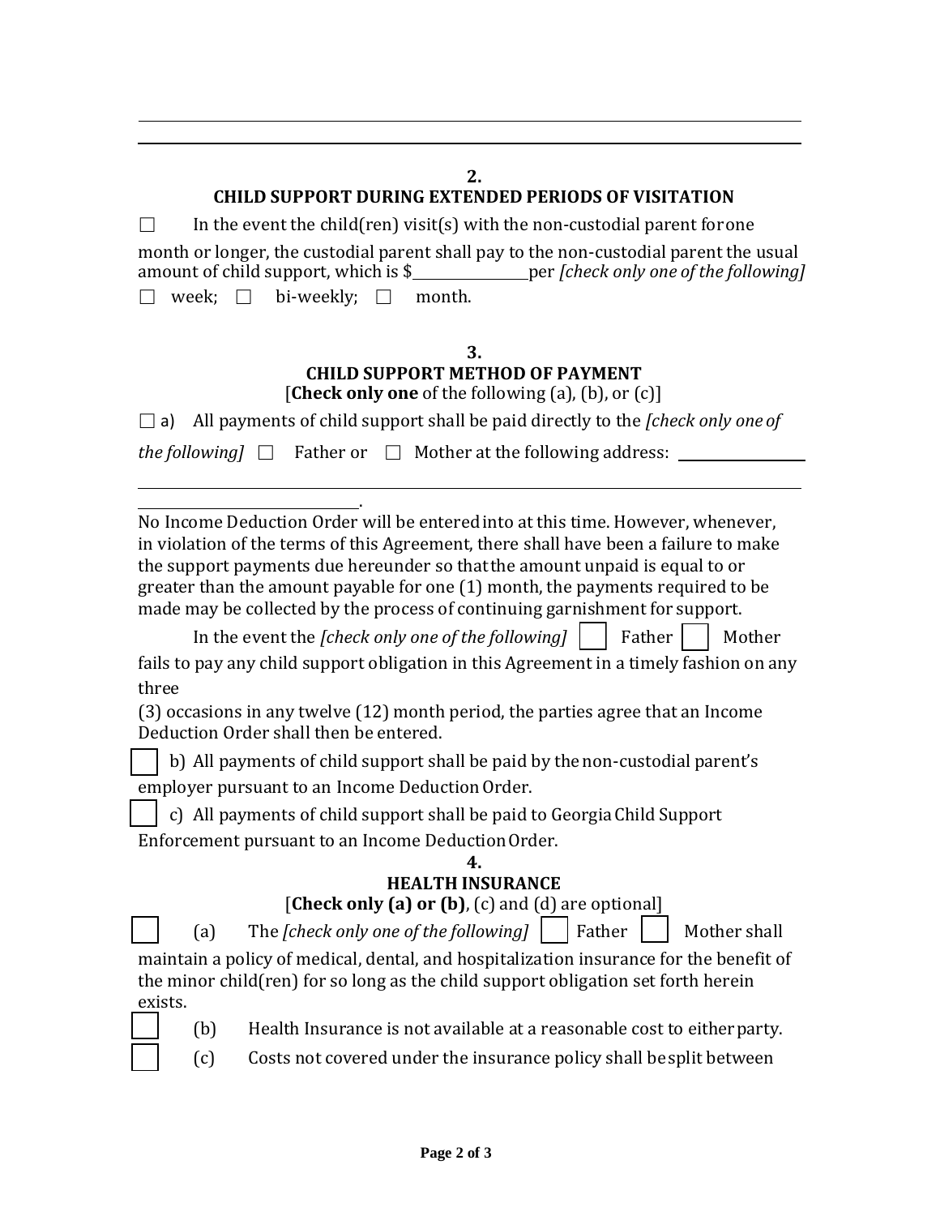---

## 2.
## CHILD SUPPORT DURING EXTENDED PERIODS OF VISITATION

☐ In the event the child(ren) visit(s) with the non-custodial parent for one month or longer, the custodial parent shall pay to the non-custodial parent the usual amount of child support, which is $______________ per *[check only one of the following]*

☐ week; ☐ bi-weekly; ☐ month.

## 3.
## CHILD SUPPORT METHOD OF PAYMENT
[**Check only one** of the following (a), (b), or (c)]

☐ a) All payments of child support shall be paid directly to the *[check only one of the following]* ☐ Father or ☐ Mother at the following address: ______________

______________________________________________________________________

____________________________.

No Income Deduction Order will be entered into at this time. However, whenever, in violation of the terms of this Agreement, there shall have been a failure to make the support payments due hereunder so that the amount unpaid is equal to or greater than the amount payable for one (1) month, the payments required to be made may be collected by the process of continuing garnishment for support.

In the event the *[check only one of the following]* ☐ Father ☐ Mother fails to pay any child support obligation in this Agreement in a timely fashion on any three (3) occasions in any twelve (12) month period, the parties agree that an Income Deduction Order shall then be entered.

☐ b) All payments of child support shall be paid by the non-custodial parent's employer pursuant to an Income Deduction Order.

☐ c) All payments of child support shall be paid to Georgia Child Support Enforcement pursuant to an Income Deduction Order.

## 4.
## HEALTH INSURANCE
[**Check only (a) or (b)**, (c) and (d) are optional]

☐ (a) The *[check only one of the following]* ☐ Father ☐ Mother shall maintain a policy of medical, dental, and hospitalization insurance for the benefit of the minor child(ren) for so long as the child support obligation set forth herein exists.

☐ (b) Health Insurance is not available at a reasonable cost to either party.

☐ (c) Costs not covered under the insurance policy shall be split between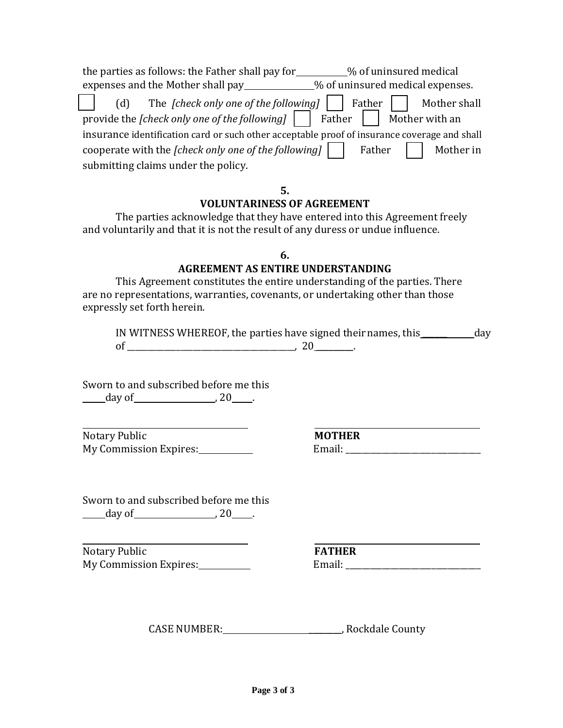the parties as follows: the Father shall pay for\_\_\_\_\_\_\_\_\_\_% of uninsured medical expenses and the Mother shall pay\_\_\_\_\_\_\_\_\_\_\_\_\_\_% of uninsured medical expenses.

☐ (d) The *[check only one of the following]* ☐ Father ☐ Mother shall provide the *[check only one of the following]* ☐ Father ☐ Mother with an insurance identification card or such other acceptable proof of insurance coverage and shall cooperate with the *[check only one of the following]* ☐ Father ☐ Mother in submitting claims under the policy.

**5.**
**VOLUNTARINESS OF AGREEMENT**

The parties acknowledge that they have entered into this Agreement freely and voluntarily and that it is not the result of any duress or undue influence.

**6.**
**AGREEMENT AS ENTIRE UNDERSTANDING**

This Agreement constitutes the entire understanding of the parties. There are no representations, warranties, covenants, or undertaking other than those expressly set forth herein.

IN WITNESS WHEREOF, the parties have signed their names, this\_\_\_\_\_\_\_\_\_\_\_day of \_\_\_\_\_\_\_\_\_\_\_\_\_\_\_\_\_\_\_\_\_\_\_\_\_\_\_\_\_\_\_\_\_\_\_\_, 20\_\_\_\_\_\_\_\_.

Sworn to and subscribed before me this \_\_\_\_\_day of\_\_\_\_\_\_\_\_\_\_\_\_\_\_\_\_\_\_, 20\_\_\_\_.

\_\_\_\_\_\_\_\_\_\_\_\_\_\_\_\_\_\_\_\_\_\_\_\_\_\_\_\_\_\_\_\_\_\_\_\_
Notary Public
My Commission Expires:\_\_\_\_\_\_\_\_\_\_\_\_

\_\_\_\_\_\_\_\_\_\_\_\_\_\_\_\_\_\_\_\_\_\_\_\_\_\_\_\_\_\_\_\_\_\_\_\_
**MOTHER**
Email: \_\_\_\_\_\_\_\_\_\_\_\_\_\_\_\_\_\_\_\_\_\_\_\_\_\_\_\_\_\_

Sworn to and subscribed before me this \_\_\_\_\_day of\_\_\_\_\_\_\_\_\_\_\_\_\_\_\_\_\_\_, 20\_\_\_\_.

\_\_\_\_\_\_\_\_\_\_\_\_\_\_\_\_\_\_\_\_\_\_\_\_\_\_\_\_\_\_\_\_\_\_\_\_
Notary Public
My Commission Expires:\_\_\_\_\_\_\_\_\_\_\_\_

\_\_\_\_\_\_\_\_\_\_\_\_\_\_\_\_\_\_\_\_\_\_\_\_\_\_\_\_\_\_\_\_\_\_\_\_
**FATHER**
Email: \_\_\_\_\_\_\_\_\_\_\_\_\_\_\_\_\_\_\_\_\_\_\_\_\_\_\_\_\_\_

CASE NUMBER:\_\_\_\_\_\_\_\_\_\_\_\_\_\_\_\_\_\_\_\_\_\_\_\_\_\_\_\_, Rockdale County